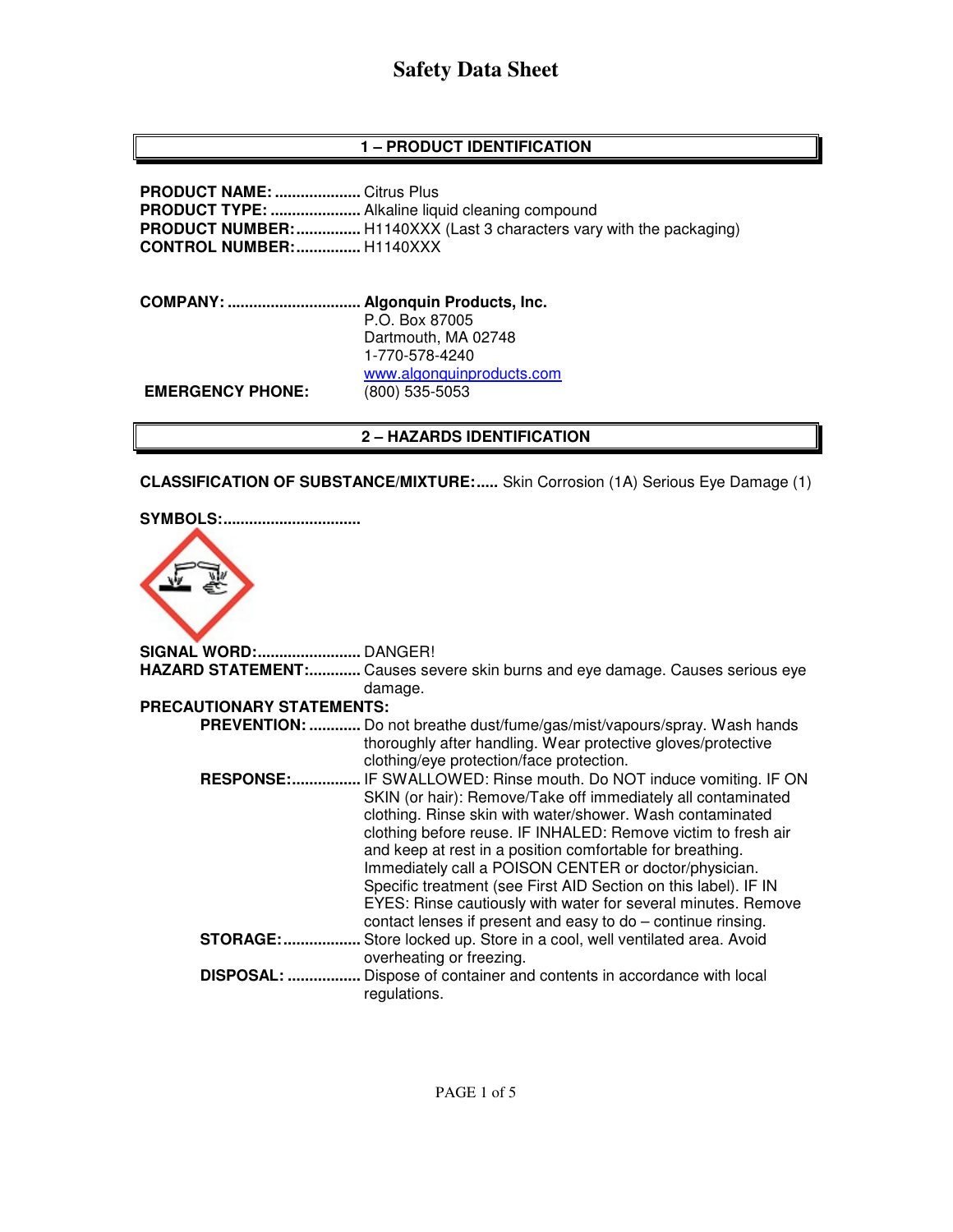# Safety Data Sheet

## 1 – PRODUCT IDENTIFICATION

**PRODUCT NAME:** .................... Citrus Plus
**PRODUCT TYPE:** ..................... Alkaline liquid cleaning compound
**PRODUCT NUMBER:** ............... H1140XXX (Last 3 characters vary with the packaging)
**CONTROL NUMBER:** ............... H1140XXX

**COMPANY:** ............................... **Algonquin Products, Inc.**
P.O. Box 87005
Dartmouth, MA 02748
1-770-578-4240
www.algonquinproducts.com

**EMERGENCY PHONE:** (800) 535-5053

## 2 – HAZARDS IDENTIFICATION

**CLASSIFICATION OF SUBSTANCE/MIXTURE:**..... Skin Corrosion (1A) Serious Eye Damage (1)

**SYMBOLS:**...............................

**SIGNAL WORD:**........................ DANGER!

**HAZARD STATEMENT:**............ Causes severe skin burns and eye damage. Causes serious eye damage.

**PRECAUTIONARY STATEMENTS:**

**PREVENTION:** ............ Do not breathe dust/fume/gas/mist/vapours/spray. Wash hands thoroughly after handling. Wear protective gloves/protective clothing/eye protection/face protection.

**RESPONSE:**................ IF SWALLOWED: Rinse mouth. Do NOT induce vomiting. IF ON SKIN (or hair): Remove/Take off immediately all contaminated clothing. Rinse skin with water/shower. Wash contaminated clothing before reuse. IF INHALED: Remove victim to fresh air and keep at rest in a position comfortable for breathing. Immediately call a POISON CENTER or doctor/physician. Specific treatment (see First AID Section on this label). IF IN EYES: Rinse cautiously with water for several minutes. Remove contact lenses if present and easy to do – continue rinsing.

**STORAGE:**.................. Store locked up. Store in a cool, well ventilated area. Avoid overheating or freezing.

**DISPOSAL:** ................. Dispose of container and contents in accordance with local regulations.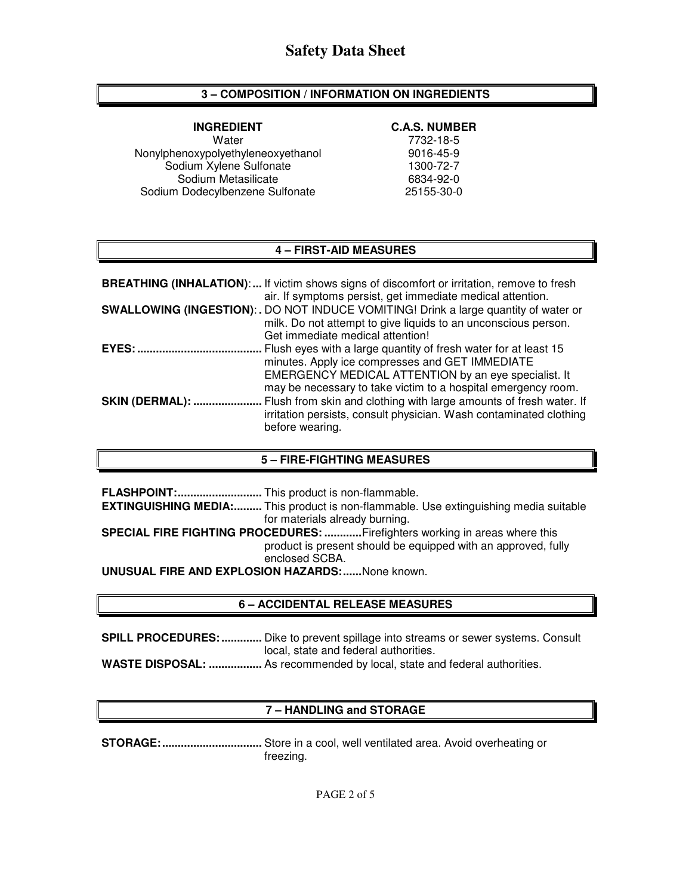## 3 – COMPOSITION / INFORMATION ON INGREDIENTS

| INGREDIENT | C.A.S. NUMBER |
|---|---|
| Water | 7732-18-5 |
| Nonylphenoxypolyethyleneoxyethanol | 9016-45-9 |
| Sodium Xylene Sulfonate | 1300-72-7 |
| Sodium Metasilicate | 6834-92-0 |
| Sodium Dodecylbenzene Sulfonate | 25155-30-0 |

## 4 – FIRST-AID MEASURES

**BREATHING (INHALATION):...** If victim shows signs of discomfort or irritation, remove to fresh air. If symptoms persist, get immediate medical attention.

**SWALLOWING (INGESTION):.** DO NOT INDUCE VOMITING! Drink a large quantity of water or milk. Do not attempt to give liquids to an unconscious person. Get immediate medical attention!

**EYES:.......................................** Flush eyes with a large quantity of fresh water for at least 15 minutes. Apply ice compresses and GET IMMEDIATE EMERGENCY MEDICAL ATTENTION by an eye specialist. It may be necessary to take victim to a hospital emergency room.

**SKIN (DERMAL): .....................** Flush from skin and clothing with large amounts of fresh water. If irritation persists, consult physician. Wash contaminated clothing before wearing.

## 5 – FIRE-FIGHTING MEASURES

**FLASHPOINT:..........................** This product is non-flammable.

**EXTINGUISHING MEDIA:.........** This product is non-flammable. Use extinguishing media suitable for materials already burning.

**SPECIAL FIRE FIGHTING PROCEDURES: ............** Firefighters working in areas where this product is present should be equipped with an approved, fully enclosed SCBA.

**UNUSUAL FIRE AND EXPLOSION HAZARDS:......** None known.

## 6 – ACCIDENTAL RELEASE MEASURES

**SPILL PROCEDURES:.............** Dike to prevent spillage into streams or sewer systems. Consult local, state and federal authorities.

**WASTE DISPOSAL: .................** As recommended by local, state and federal authorities.

## 7 – HANDLING and STORAGE

**STORAGE:...............................** Store in a cool, well ventilated area. Avoid overheating or freezing.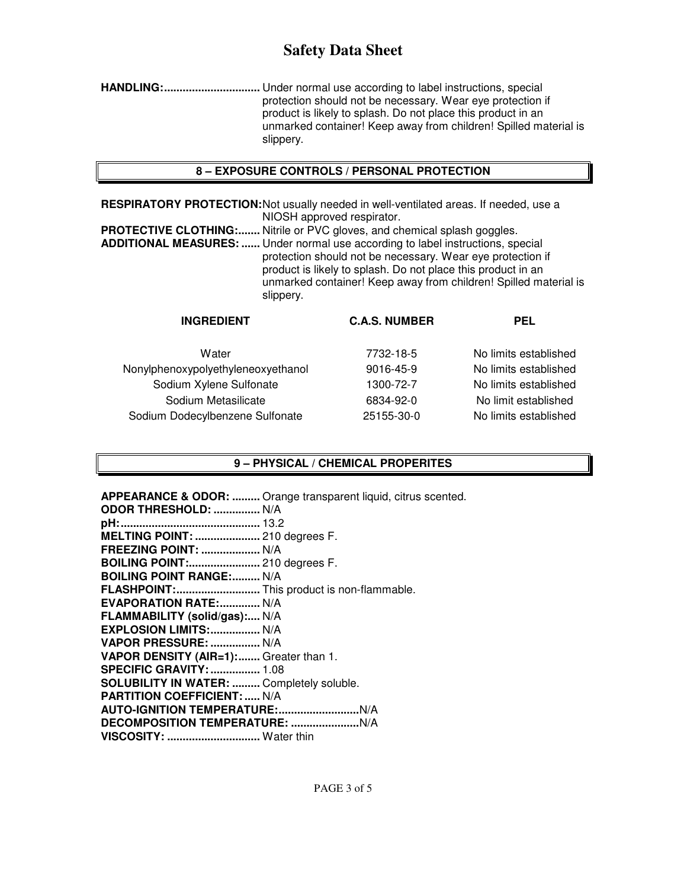**HANDLING:**............................... Under normal use according to label instructions, special protection should not be necessary. Wear eye protection if product is likely to splash. Do not place this product in an unmarked container! Keep away from children! Spilled material is slippery.

## 8 – EXPOSURE CONTROLS / PERSONAL PROTECTION

**RESPIRATORY PROTECTION:** Not usually needed in well-ventilated areas. If needed, use a NIOSH approved respirator.

**PROTECTIVE CLOTHING:**....... Nitrile or PVC gloves, and chemical splash goggles.

**ADDITIONAL MEASURES:** ...... Under normal use according to label instructions, special protection should not be necessary. Wear eye protection if product is likely to splash. Do not place this product in an unmarked container! Keep away from children! Spilled material is slippery.

| INGREDIENT | C.A.S. NUMBER | PEL |
|---|---|---|
| Water | 7732-18-5 | No limits established |
| Nonylphenoxypolyethyleneoxyethanol | 9016-45-9 | No limits established |
| Sodium Xylene Sulfonate | 1300-72-7 | No limits established |
| Sodium Metasilicate | 6834-92-0 | No limit established |
| Sodium Dodecylbenzene Sulfonate | 25155-30-0 | No limits established |

## 9 – PHYSICAL / CHEMICAL PROPERITES

**APPEARANCE & ODOR:** ......... Orange transparent liquid, citrus scented.
**ODOR THRESHOLD:** ............... N/A
**pH:**............................................ 13.2
**MELTING POINT:** ..................... 210 degrees F.
**FREEZING POINT:** ................... N/A
**BOILING POINT:**....................... 210 degrees F.
**BOILING POINT RANGE:**......... N/A
**FLASHPOINT:**........................... This product is non-flammable.
**EVAPORATION RATE:**............. N/A
**FLAMMABILITY (solid/gas):**.... N/A
**EXPLOSION LIMITS:**................ N/A
**VAPOR PRESSURE:** ................ N/A
**VAPOR DENSITY (AIR=1):**....... Greater than 1.
**SPECIFIC GRAVITY:** ................ 1.08
**SOLUBILITY IN WATER:** ......... Completely soluble.
**PARTITION COEFFICIENT:** ..... N/A
**AUTO-IGNITION TEMPERATURE:**..........................N/A
**DECOMPOSITION TEMPERATURE:** ......................N/A
**VISCOSITY:** .............................. Water thin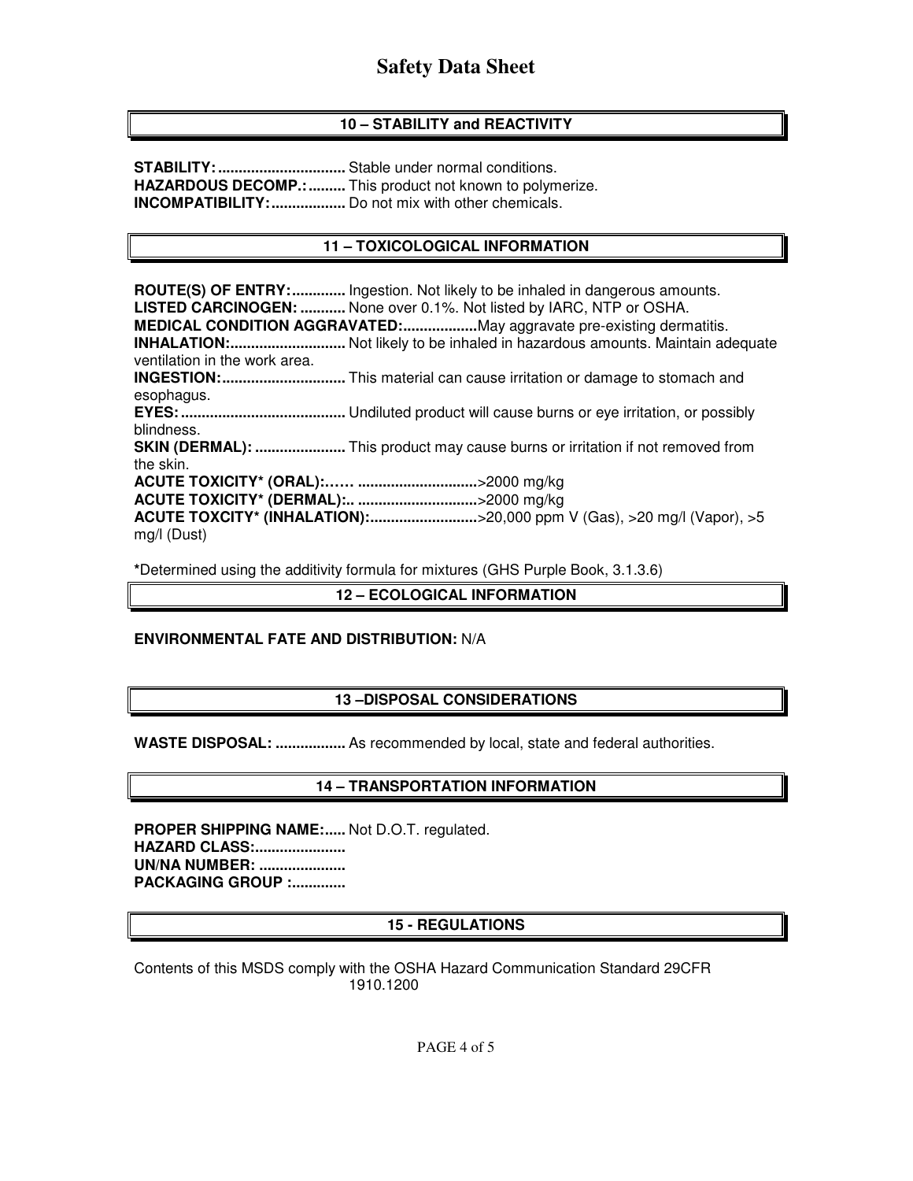## 10 – STABILITY and REACTIVITY

**STABILITY:** ............................... Stable under normal conditions.
**HAZARDOUS DECOMP.:** ......... This product not known to polymerize.
**INCOMPATIBILITY:** .................. Do not mix with other chemicals.

## 11 – TOXICOLOGICAL INFORMATION

**ROUTE(S) OF ENTRY:** ............. Ingestion. Not likely to be inhaled in dangerous amounts.
**LISTED CARCINOGEN:** ........... None over 0.1%. Not listed by IARC, NTP or OSHA.
**MEDICAL CONDITION AGGRAVATED:** ..................May aggravate pre-existing dermatitis.
**INHALATION:** ............................ Not likely to be inhaled in hazardous amounts. Maintain adequate ventilation in the work area.
**INGESTION:** .............................. This material can cause irritation or damage to stomach and esophagus.
**EYES:** ........................................ Undiluted product will cause burns or eye irritation, or possibly blindness.
**SKIN (DERMAL):** ...................... This product may cause burns or irritation if not removed from the skin.
**ACUTE TOXICITY* (ORAL):** …… ............................>2000 mg/kg
**ACUTE TOXICITY* (DERMAL):** .. ............................>2000 mg/kg
**ACUTE TOXCITY* (INHALATION):** ..........................>20,000 ppm V (Gas), >20 mg/l (Vapor), >5 mg/l (Dust)

***Determined using the additivity formula for mixtures (GHS Purple Book, 3.1.3.6)

## 12 – ECOLOGICAL INFORMATION

**ENVIRONMENTAL FATE AND DISTRIBUTION:** N/A

## 13 –DISPOSAL CONSIDERATIONS

**WASTE DISPOSAL:** ................. As recommended by local, state and federal authorities.

## 14 – TRANSPORTATION INFORMATION

**PROPER SHIPPING NAME:** ..... Not D.O.T. regulated.
**HAZARD CLASS:** ......................
**UN/NA NUMBER:** .....................
**PACKAGING GROUP :** .............

## 15 - REGULATIONS

Contents of this MSDS comply with the OSHA Hazard Communication Standard 29CFR 1910.1200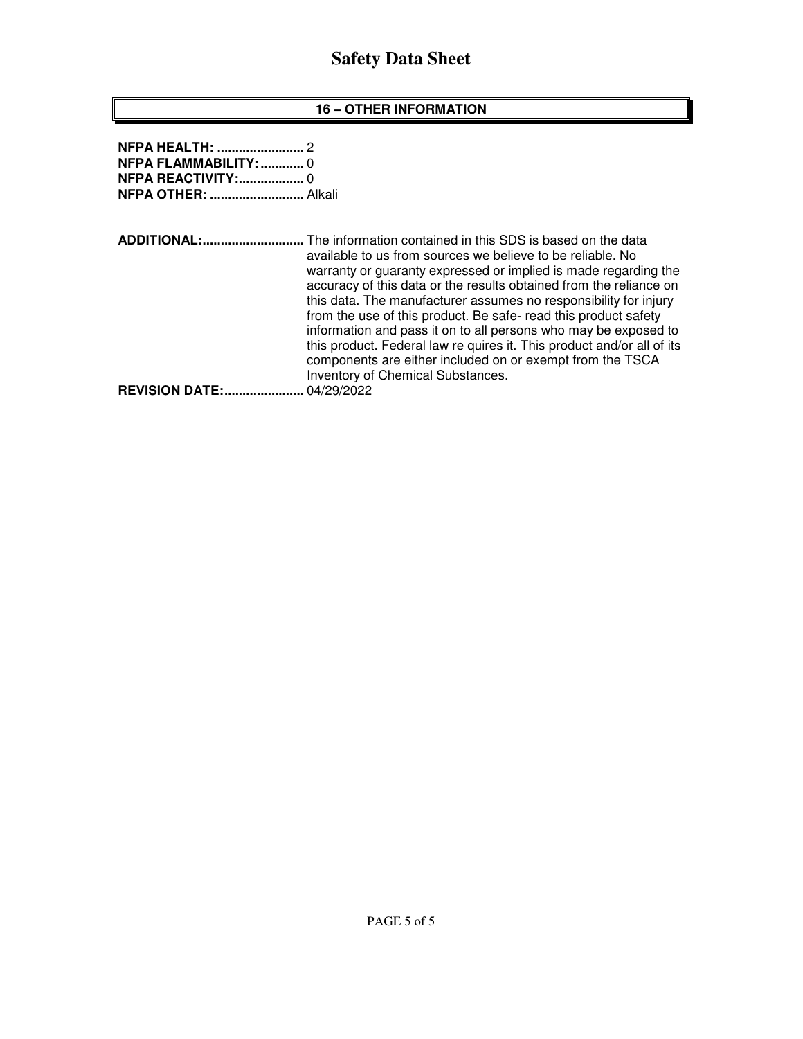## 16 – OTHER INFORMATION

**NFPA HEALTH: ........................** 2
**NFPA FLAMMABILITY:............** 0
**NFPA REACTIVITY:..................** 0
**NFPA OTHER: ..........................** Alkali

**ADDITIONAL:............................** The information contained in this SDS is based on the data available to us from sources we believe to be reliable. No warranty or guaranty expressed or implied is made regarding the accuracy of this data or the results obtained from the reliance on this data. The manufacturer assumes no responsibility for injury from the use of this product. Be safe- read this product safety information and pass it on to all persons who may be exposed to this product. Federal law re quires it. This product and/or all of its components are either included on or exempt from the TSCA Inventory of Chemical Substances.
**REVISION DATE:......................** 04/29/2022